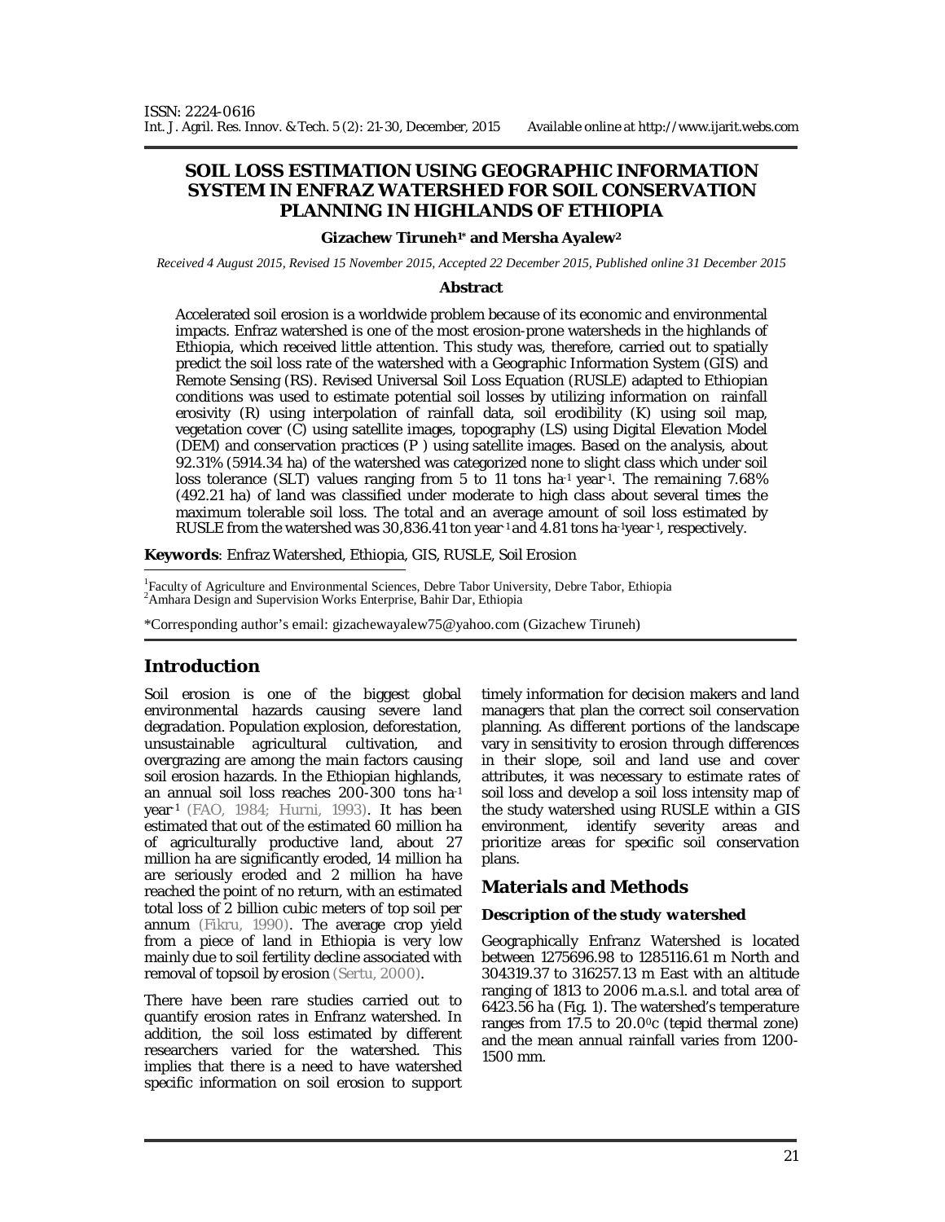ISSN: 2224-0616

# SOIL LOSS ESTIMATION USING GEOGRAPHIC INFORMATION SYSTEM IN ENFRAZ WATERSHED FOR SOIL CONSERVATION PLANNING IN HIGHLANDS OF ETHIOPIA

**Gizachew Tiruneh[1*] and Mersha Ayalew[2]**

*Received 4 August 2015, Revised 15 November 2015, Accepted 22 December 2015, Published online 31 December 2015*

**Abstract**

Accelerated soil erosion is a worldwide problem because of its economic and environmental impacts. Enfraz watershed is one of the most erosion-prone watersheds in the highlands of Ethiopia, which received little attention. This study was, therefore, carried out to spatially predict the soil loss rate of the watershed with a Geographic Information System (GIS) and Remote Sensing (RS). Revised Universal Soil Loss Equation (RUSLE) adapted to Ethiopian conditions was used to estimate potential soil losses by utilizing information on rainfall erosivity (R) using interpolation of rainfall data, soil erodibility (K) using soil map, vegetation cover (C) using satellite images, topography (LS) using Digital Elevation Model (DEM) and conservation practices (P ) using satellite images. Based on the analysis, about 92.31% (5914.34 ha) of the watershed was categorized none to slight class which under soil loss tolerance (SLT) values ranging from 5 to 11 tons $ha^{-1}$ $year^{-1}$. The remaining 7.68% (492.21 ha) of land was classified under moderate to high class about several times the maximum tolerable soil loss. The total and an average amount of soil loss estimated by RUSLE from the watershed was 30,836.41 ton $year^{-1}$ and 4.81 tons $ha^{-1}year^{-1}$, respectively.

**Keywords**: Enfraz Watershed, Ethiopia, GIS, RUSLE, Soil Erosion

[1]Faculty of Agriculture and Environmental Sciences, Debre Tabor University, Debre Tabor, Ethiopia
[2]Amhara Design and Supervision Works Enterprise, Bahir Dar, Ethiopia

*Corresponding author's email: gizachewayalew75@yahoo.com (Gizachew Tiruneh)

## Introduction

Soil erosion is one of the biggest global environmental hazards causing severe land degradation. Population explosion, deforestation, unsustainable agricultural cultivation, and overgrazing are among the main factors causing soil erosion hazards. In the Ethiopian highlands, an annual soil loss reaches 200-300 tons $ha^{-1}$ $year^{-1}$ (FAO, 1984; Hurni, 1993). It has been estimated that out of the estimated 60 million ha of agriculturally productive land, about 27 million ha are significantly eroded, 14 million ha are seriously eroded and 2 million ha have reached the point of no return, with an estimated total loss of 2 billion cubic meters of top soil per annum (Fikru, 1990). The average crop yield from a piece of land in Ethiopia is very low mainly due to soil fertility decline associated with removal of topsoil by erosion (Sertu, 2000).

There have been rare studies carried out to quantify erosion rates in Enfranz watershed. In addition, the soil loss estimated by different researchers varied for the watershed. This implies that there is a need to have watershed specific information on soil erosion to support timely information for decision makers and land managers that plan the correct soil conservation planning. As different portions of the landscape vary in sensitivity to erosion through differences in their slope, soil and land use and cover attributes, it was necessary to estimate rates of soil loss and develop a soil loss intensity map of the study watershed using RUSLE within a GIS environment, identify severity areas and prioritize areas for specific soil conservation plans.

## Materials and Methods

### *Description of the study watershed*

Geographically Enfranz Watershed is located between 1275696.98 to 1285116.61 m North and 304319.37 to 316257.13 m East with an altitude ranging of 1813 to 2006 m.a.s.l. and total area of 6423.56 ha (Fig. 1). The watershed's temperature ranges from 17.5 to 20.0$^{0}$c (tepid thermal zone) and the mean annual rainfall varies from 1200-1500 mm.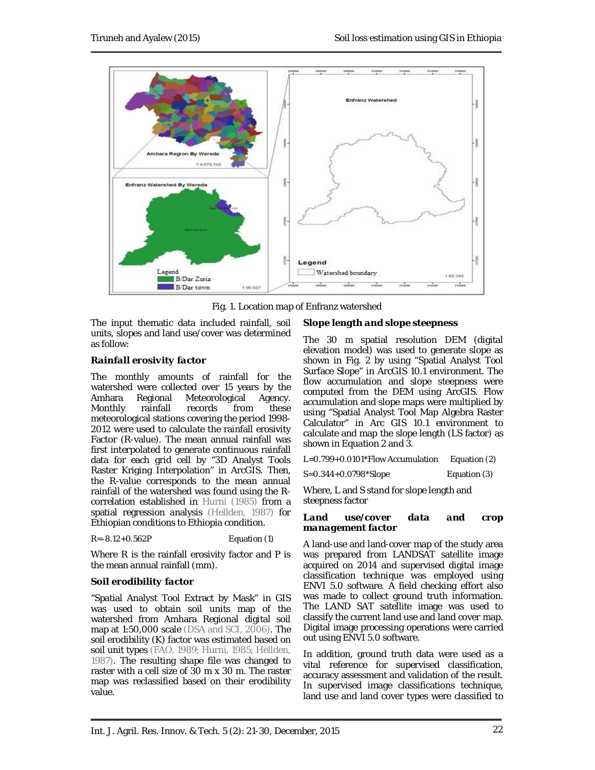Fig. 1. Location map of Enfranz watershed

The input thematic data included rainfall, soil units, slopes and land use/cover was determined as follow:

### *Rainfall erosivity factor*

The monthly amounts of rainfall for the watershed were collected over 15 years by the Amhara Regional Meteorological Agency. Monthly rainfall records from these meteorological stations covering the period 1998-2012 were used to calculate the rainfall erosivity Factor (R-value). The mean annual rainfall was first interpolated to generate continuous rainfall data for each grid cell by "3D Analyst Tools Raster Kriging Interpolation" in ArcGIS. Then, the R-value corresponds to the mean annual rainfall of the watershed was found using the R-correlation established in Hurni (1985) from a spatial regression analysis (Hellden, 1987) for Ethiopian conditions to Ethiopia condition.

$$R = -8.12 + 0.562P \qquad \text{Equation (1)}$$

Where R is the rainfall erosivity factor and P is the mean annual rainfall (mm).

### *Soil erodibility factor*

"Spatial Analyst Tool Extract by Mask" in GIS was used to obtain soil units map of the watershed from Amhara Regional digital soil map at 1:50,000 scale (DSA and SCI, 2006). The soil erodibility (K) factor was estimated based on soil unit types (FAO, 1989; Hurni, 1985; Hellden, 1987). The resulting shape file was changed to raster with a cell size of 30 m x 30 m. The raster map was reclassified based on their erodibility value.

### *Slope length and slope steepness*

The 30 m spatial resolution DEM (digital elevation model) was used to generate slope as shown in Fig. 2 by using "Spatial Analyst Tool Surface Slope" in ArcGIS 10.1 environment. The flow accumulation and slope steepness were computed from the DEM using ArcGIS. Flow accumulation and slope maps were multiplied by using "Spatial Analyst Tool Map Algebra Raster Calculator" in Arc GIS 10.1 environment to calculate and map the slope length (LS factor) as shown in Equation 2 and 3.

$$L = 0.799 + 0.0101 * \text{Flow Accumulation} \qquad \text{Equation (2)}$$

$$S = 0.344 + 0.0798 * \text{Slope} \qquad \text{Equation (3)}$$

Where, L and S stand for slope length and steepness factor

### *Land use/cover data and crop management factor*

A land-use and land-cover map of the study area was prepared from LANDSAT satellite image acquired on 2014 and supervised digital image classification technique was employed using ENVI 5.0 software. A field checking effort also was made to collect ground truth information. The LAND SAT satellite image was used to classify the current land use and land cover map. Digital image processing operations were carried out using ENVI 5.0 software.

In addition, ground truth data were used as a vital reference for supervised classification, accuracy assessment and validation of the result. In supervised image classifications technique, land use and land cover types were classified to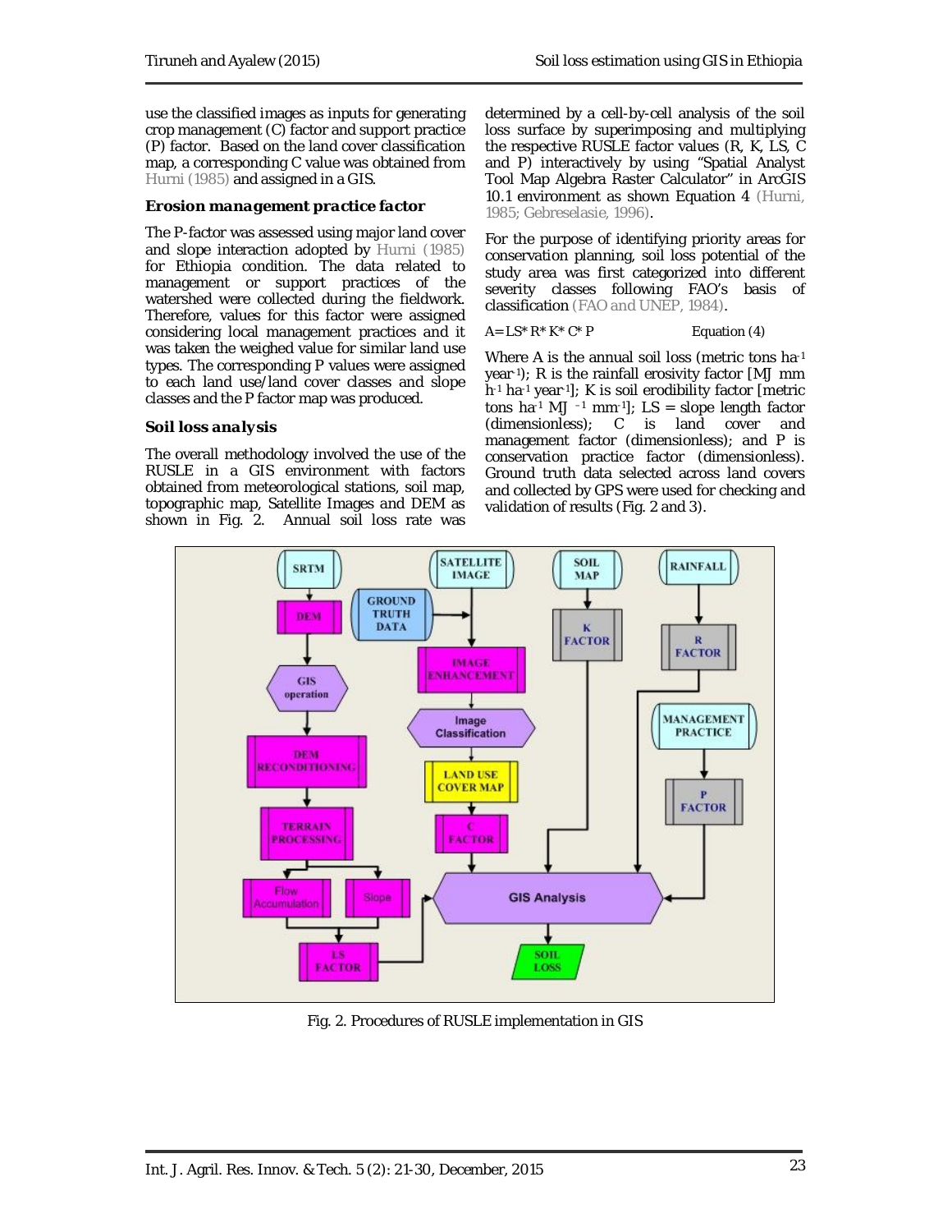use the classified images as inputs for generating crop management (C) factor and support practice (P) factor. Based on the land cover classification map, a corresponding C value was obtained from Hurni (1985) and assigned in a GIS.

### Erosion management practice factor

The P-factor was assessed using major land cover and slope interaction adopted by Hurni (1985) for Ethiopia condition. The data related to management or support practices of the watershed were collected during the fieldwork. Therefore, values for this factor were assigned considering local management practices and it was taken the weighed value for similar land use types. The corresponding P values were assigned to each land use/land cover classes and slope classes and the P factor map was produced.

### Soil loss analysis

The overall methodology involved the use of the RUSLE in a GIS environment with factors obtained from meteorological stations, soil map, topographic map, Satellite Images and DEM as shown in Fig. 2. Annual soil loss rate was determined by a cell-by-cell analysis of the soil loss surface by superimposing and multiplying the respective RUSLE factor values (R, K, LS, C and P) interactively by using "Spatial Analyst Tool Map Algebra Raster Calculator" in ArcGIS 10.1 environment as shown Equation 4 (Hurni, 1985; Gebreselasie, 1996).

For the purpose of identifying priority areas for conservation planning, soil loss potential of the study area was first categorized into different severity classes following FAO's basis of classification (FAO and UNEP, 1984).

$$A = LS * R * K * C * P \qquad \text{Equation (4)}$$

Where A is the annual soil loss (metric tons $ha^{-1}$ $year^{-1}$); R is the rainfall erosivity factor [MJ mm $h^{-1}$ $ha^{-1}$ $year^{-1}$]; K is soil erodibility factor [metric tons $ha^{-1}$ $MJ^{-1}$ $mm^{-1}$]; LS = slope length factor (dimensionless); C is land cover and management factor (dimensionless); and P is conservation practice factor (dimensionless). Ground truth data selected across land covers and collected by GPS were used for checking and validation of results (Fig. 2 and 3).

Fig. 2. Procedures of RUSLE implementation in GIS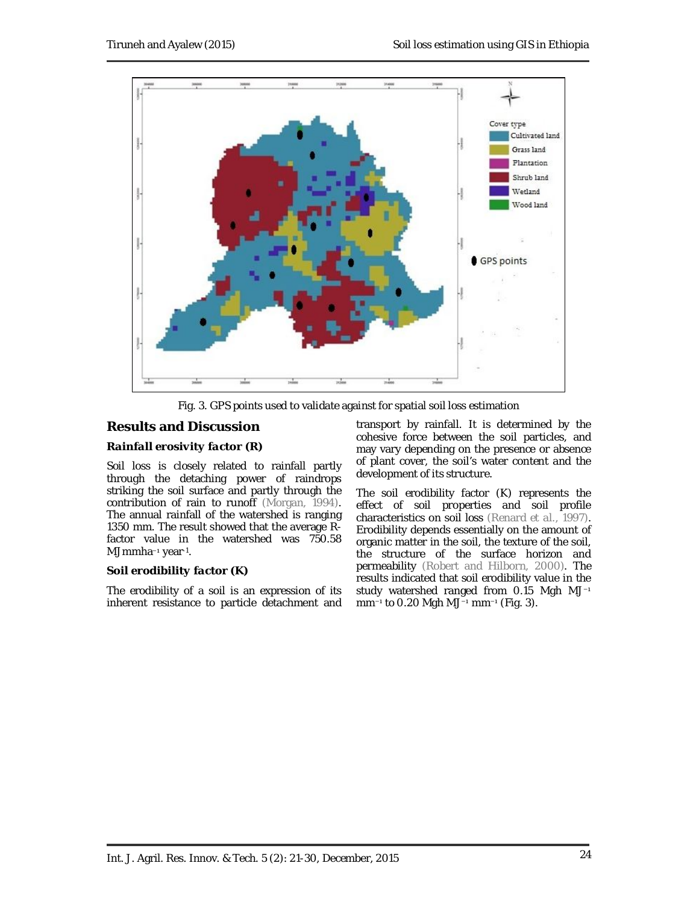Fig. 3. GPS points used to validate against for spatial soil loss estimation

## Results and Discussion

### *Rainfall erosivity factor (R)*

Soil loss is closely related to rainfall partly through the detaching power of raindrops striking the soil surface and partly through the contribution of rain to runoff (Morgan, 1994). The annual rainfall of the watershed is ranging 1350 mm. The result showed that the average R-factor value in the watershed was 750.58 MJmmha$^{-1}$ year$^{-1}$.

### *Soil erodibility factor (K)*

The erodibility of a soil is an expression of its inherent resistance to particle detachment and transport by rainfall. It is determined by the cohesive force between the soil particles, and may vary depending on the presence or absence of plant cover, the soil's water content and the development of its structure.

The soil erodibility factor (K) represents the effect of soil properties and soil profile characteristics on soil loss (Renard et al., 1997). Erodibility depends essentially on the amount of organic matter in the soil, the texture of the soil, the structure of the surface horizon and permeability (Robert and Hilborn, 2000). The results indicated that soil erodibility value in the study watershed ranged from 0.15 Mgh MJ$^{-1}$ mm$^{-1}$ to 0.20 Mgh MJ$^{-1}$ mm$^{-1}$ (Fig. 3).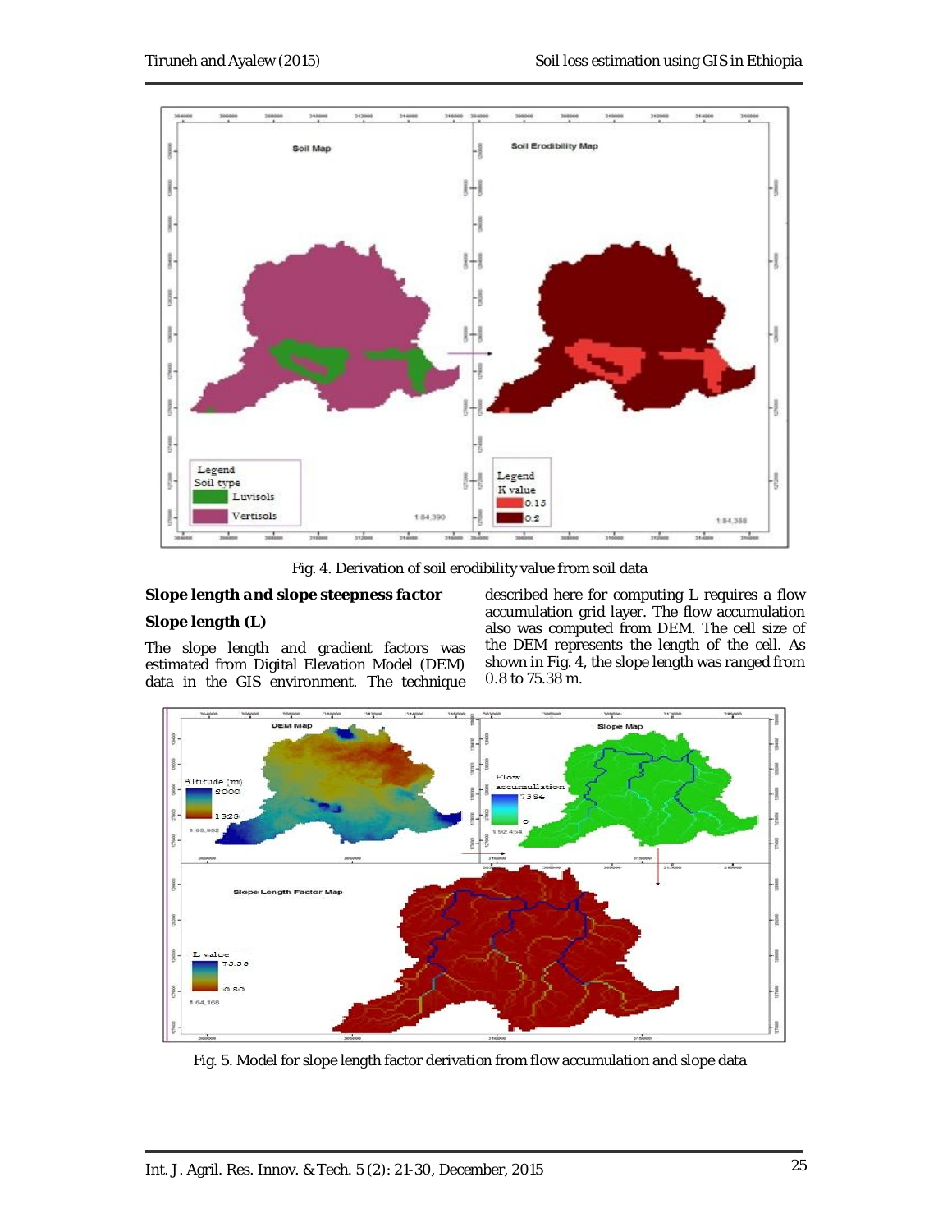Fig. 4. Derivation of soil erodibility value from soil data

### Slope length and slope steepness factor

#### Slope length (L)

The slope length and gradient factors was estimated from Digital Elevation Model (DEM) data in the GIS environment. The technique described here for computing L requires a flow accumulation grid layer. The flow accumulation also was computed from DEM. The cell size of the DEM represents the length of the cell. As shown in Fig. 4, the slope length was ranged from 0.8 to 75.38 m.

Fig. 5. Model for slope length factor derivation from flow accumulation and slope data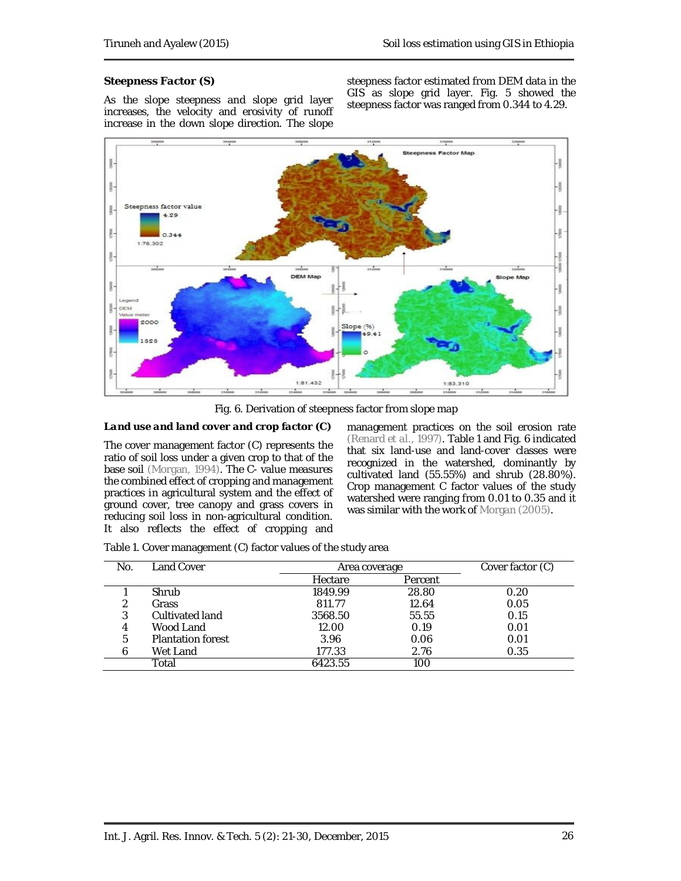### Steepness Factor (S)

As the slope steepness and slope grid layer increases, the velocity and erosivity of runoff increase in the down slope direction. The slope steepness factor estimated from DEM data in the GIS as slope grid layer. Fig. 5 showed the steepness factor was ranged from 0.344 to 4.29.

Fig. 6. Derivation of steepness factor from slope map

### *Land use and land cover and crop factor (C)*

The cover management factor (C) represents the ratio of soil loss under a given crop to that of the base soil (Morgan, 1994). The C- value measures the combined effect of cropping and management practices in agricultural system and the effect of ground cover, tree canopy and grass covers in reducing soil loss in non-agricultural condition. It also reflects the effect of cropping and management practices on the soil erosion rate (Renard et al., 1997). Table 1 and Fig. 6 indicated that six land-use and land-cover classes were recognized in the watershed, dominantly by cultivated land (55.55%) and shrub (28.80%). Crop management C factor values of the study watershed were ranging from 0.01 to 0.35 and it was similar with the work of Morgan (2005).

Table 1. Cover management (C) factor values of the study area

| No. | Land Cover | Area coverage | | Cover factor (C) |
|---|---|---|---|---|
| | | Hectare | Percent | |
| 1 | Shrub | 1849.99 | 28.80 | 0.20 |
| 2 | Grass | 811.77 | 12.64 | 0.05 |
| 3 | Cultivated land | 3568.50 | 55.55 | 0.15 |
| 4 | Wood Land | 12.00 | 0.19 | 0.01 |
| 5 | Plantation forest | 3.96 | 0.06 | 0.01 |
| 6 | Wet Land | 177.33 | 2.76 | 0.35 |
| | Total | 6423.55 | 100 | |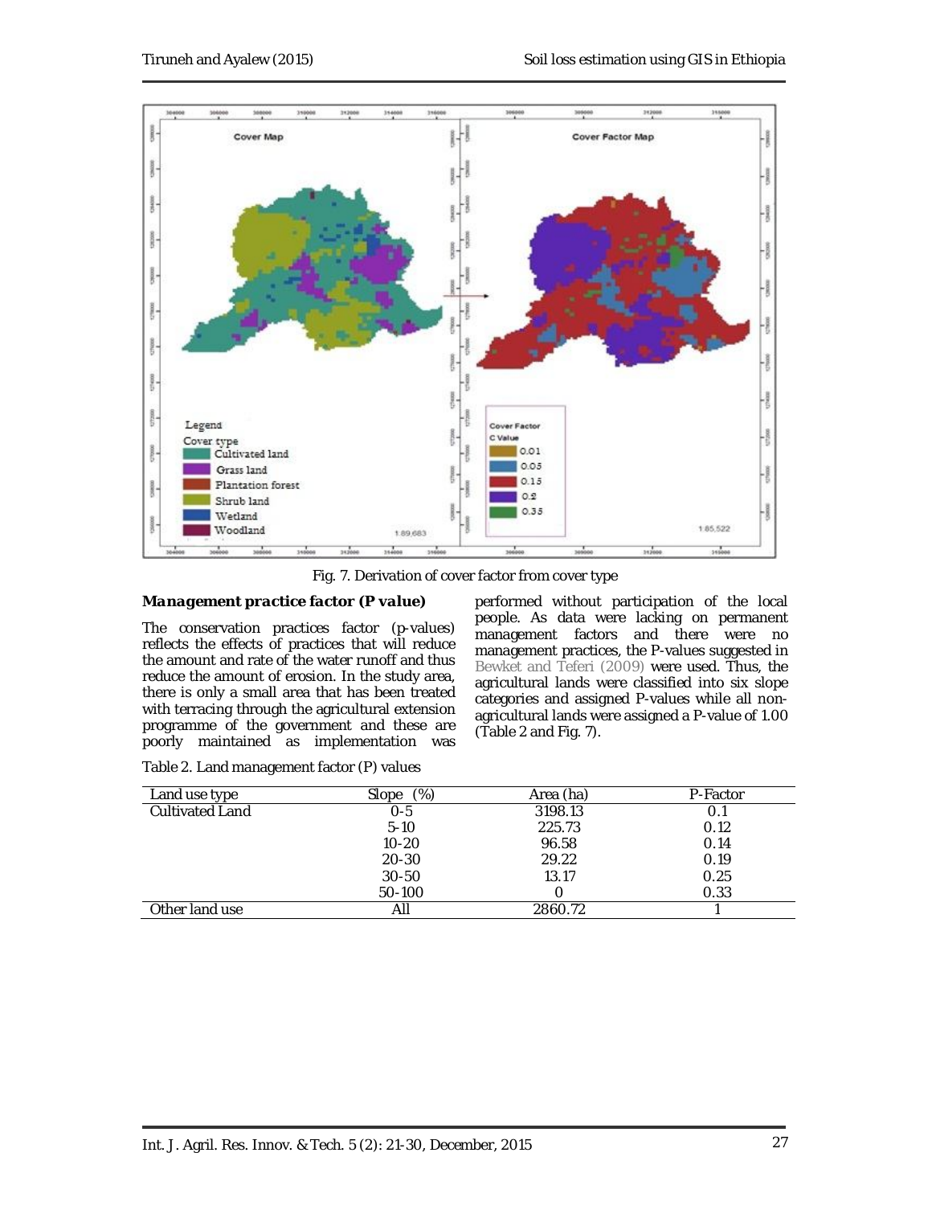Fig. 7. Derivation of cover factor from cover type

### *Management practice factor (P value)*

The conservation practices factor (p-values) reflects the effects of practices that will reduce the amount and rate of the water runoff and thus reduce the amount of erosion. In the study area, there is only a small area that has been treated with terracing through the agricultural extension programme of the government and these are poorly maintained as implementation was performed without participation of the local people. As data were lacking on permanent management factors and there were no management practices, the P-values suggested in Bewket and Teferi (2009) were used. Thus, the agricultural lands were classified into six slope categories and assigned P-values while all non-agricultural lands were assigned a P-value of 1.00 (Table 2 and Fig. 7).

Table 2. Land management factor (P) values

| Land use type | Slope (%) | Area (ha) | P-Factor |
|---|---|---|---|
| Cultivated Land | 0-5 | 3198.13 | 0.1 |
| | 5-10 | 225.73 | 0.12 |
| | 10-20 | 96.58 | 0.14 |
| | 20-30 | 29.22 | 0.19 |
| | 30-50 | 13.17 | 0.25 |
| | 50-100 | 0 | 0.33 |
| Other land use | All | 2860.72 | 1 |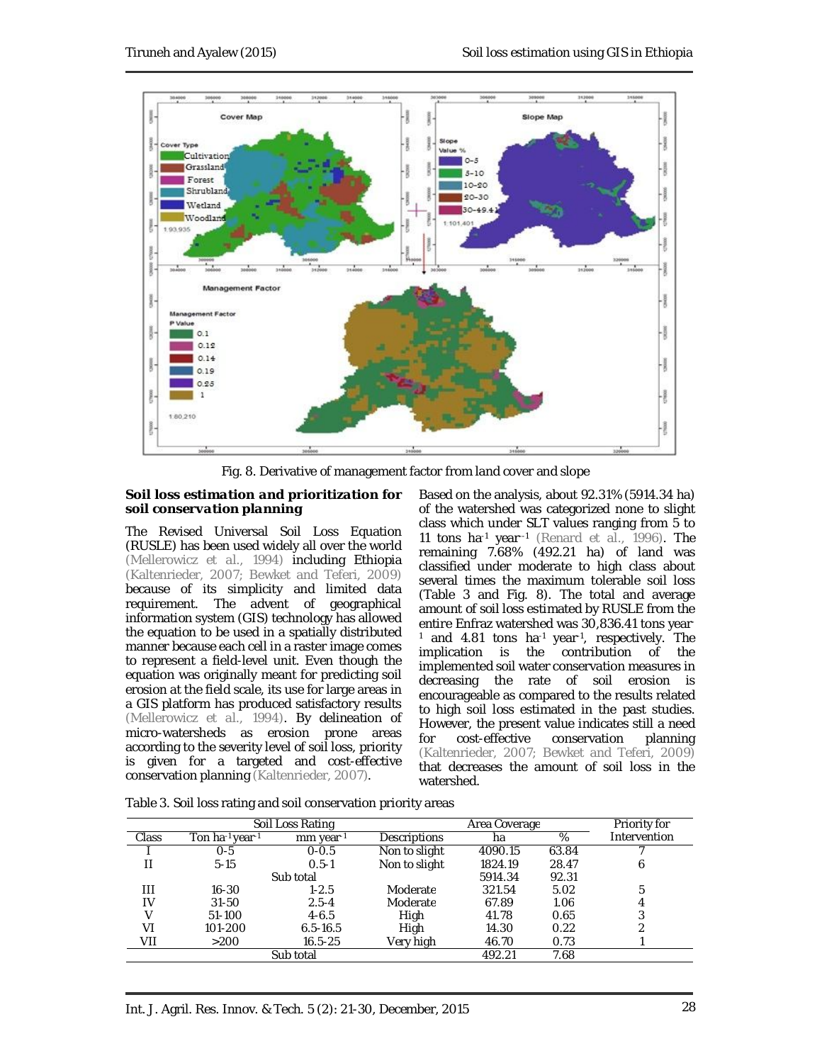Fig. 8. Derivative of management factor from land cover and slope

### *Soil loss estimation and prioritization for soil conservation planning*

The Revised Universal Soil Loss Equation (RUSLE) has been used widely all over the world (Mellerowicz et al., 1994) including Ethiopia (Kaltenrieder, 2007; Bewket and Teferi, 2009) because of its simplicity and limited data requirement. The advent of geographical information system (GIS) technology has allowed the equation to be used in a spatially distributed manner because each cell in a raster image comes to represent a field-level unit. Even though the equation was originally meant for predicting soil erosion at the field scale, its use for large areas in a GIS platform has produced satisfactory results (Mellerowicz et al., 1994). By delineation of micro-watersheds as erosion prone areas according to the severity level of soil loss, priority is given for a targeted and cost-effective conservation planning (Kaltenrieder, 2007).

Based on the analysis, about 92.31% (5914.34 ha) of the watershed was categorized none to slight class which under SLT values ranging from 5 to 11 tons $ha^{-1}$ $year^{-1}$ (Renard et al., 1996). The remaining 7.68% (492.21 ha) of land was classified under moderate to high class about several times the maximum tolerable soil loss (Table 3 and Fig. 8). The total and average amount of soil loss estimated by RUSLE from the entire Enfraz watershed was 30,836.41 tons $year^{-1}$ and 4.81 tons $ha^{-1}$ $year^{-1}$, respectively. The implication is the contribution of the implemented soil water conservation measures in decreasing the rate of soil erosion is encourageable as compared to the results related to high soil loss estimated in the past studies. However, the present value indicates still a need for cost-effective conservation planning (Kaltenrieder, 2007; Bewket and Teferi, 2009) that decreases the amount of soil loss in the watershed.

Table 3. Soil loss rating and soil conservation priority areas

| Soil Loss Rating | | | | Area Coverage | | Priority for Intervention |
|---|---|---|---|---|---|---|
| Class | Ton $ha^{-1}year^{-1}$ | mm $year^{-1}$ | Descriptions | ha | % | |
| I | 0-5 | 0-0.5 | Non to slight | 4090.15 | 63.84 | 7 |
| II | 5-15 | 0.5-1 | Non to slight | 1824.19 | 28.47 | 6 |
| | | Sub total | | 5914.34 | 92.31 | |
| III | 16-30 | 1-2.5 | Moderate | 321.54 | 5.02 | 5 |
| IV | 31-50 | 2.5-4 | Moderate | 67.89 | 1.06 | 4 |
| V | 51-100 | 4-6.5 | High | 41.78 | 0.65 | 3 |
| VI | 101-200 | 6.5-16.5 | High | 14.30 | 0.22 | 2 |
| VII | >200 | 16.5-25 | Very high | 46.70 | 0.73 | 1 |
| | | Sub total | | 492.21 | 7.68 | |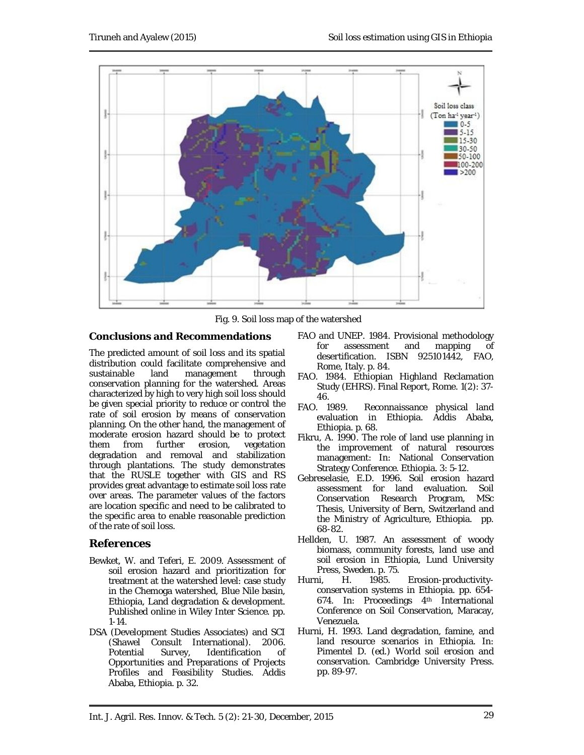Fig. 9. Soil loss map of the watershed

## Conclusions and Recommendations

The predicted amount of soil loss and its spatial distribution could facilitate comprehensive and sustainable land management through conservation planning for the watershed. Areas characterized by high to very high soil loss should be given special priority to reduce or control the rate of soil erosion by means of conservation planning. On the other hand, the management of moderate erosion hazard should be to protect them from further erosion, vegetation degradation and removal and stabilization through plantations. The study demonstrates that the RUSLE together with GIS and RS provides great advantage to estimate soil loss rate over areas. The parameter values of the factors are location specific and need to be calibrated to the specific area to enable reasonable prediction of the rate of soil loss.

## References

- Bewket, W. and Teferi, E. 2009. Assessment of soil erosion hazard and prioritization for treatment at the watershed level: case study in the Chemoga watershed, Blue Nile basin, Ethiopia, Land degradation & development. Published online in Wiley Inter Science. pp. 1-14.
- DSA (Development Studies Associates) and SCI (Shawel Consult International). 2006. Potential Survey, Identification of Opportunities and Preparations of Projects Profiles and Feasibility Studies. Addis Ababa, Ethiopia. p. 32.
- FAO and UNEP. 1984. Provisional methodology for assessment and mapping of desertification. ISBN 925101442, FAO, Rome, Italy. p. 84.
- FAO. 1984. Ethiopian Highland Reclamation Study (EHRS). Final Report, Rome. 1(2): 37-46.
- FAO. 1989. Reconnaissance physical land evaluation in Ethiopia. Addis Ababa, Ethiopia. p. 68.
- Fikru, A. 1990. The role of land use planning in the improvement of natural resources management: In: National Conservation Strategy Conference. Ethiopia. 3: 5-12.
- Gebreselasie, E.D. 1996. Soil erosion hazard assessment for land evaluation. Soil Conservation Research Program, MSc Thesis, University of Bern, Switzerland and the Ministry of Agriculture, Ethiopia. pp. 68-82.
- Hellden, U. 1987. An assessment of woody biomass, community forests, land use and soil erosion in Ethiopia, Lund University Press, Sweden. p. 75.
- Hurni, H. 1985. Erosion-productivity-conservation systems in Ethiopia. pp. 654-674. In: Proceedings 4th International Conference on Soil Conservation, Maracay, Venezuela.
- Hurni, H. 1993. Land degradation, famine, and land resource scenarios in Ethiopia. In: Pimentel D. (ed.) World soil erosion and conservation. Cambridge University Press. pp. 89-97.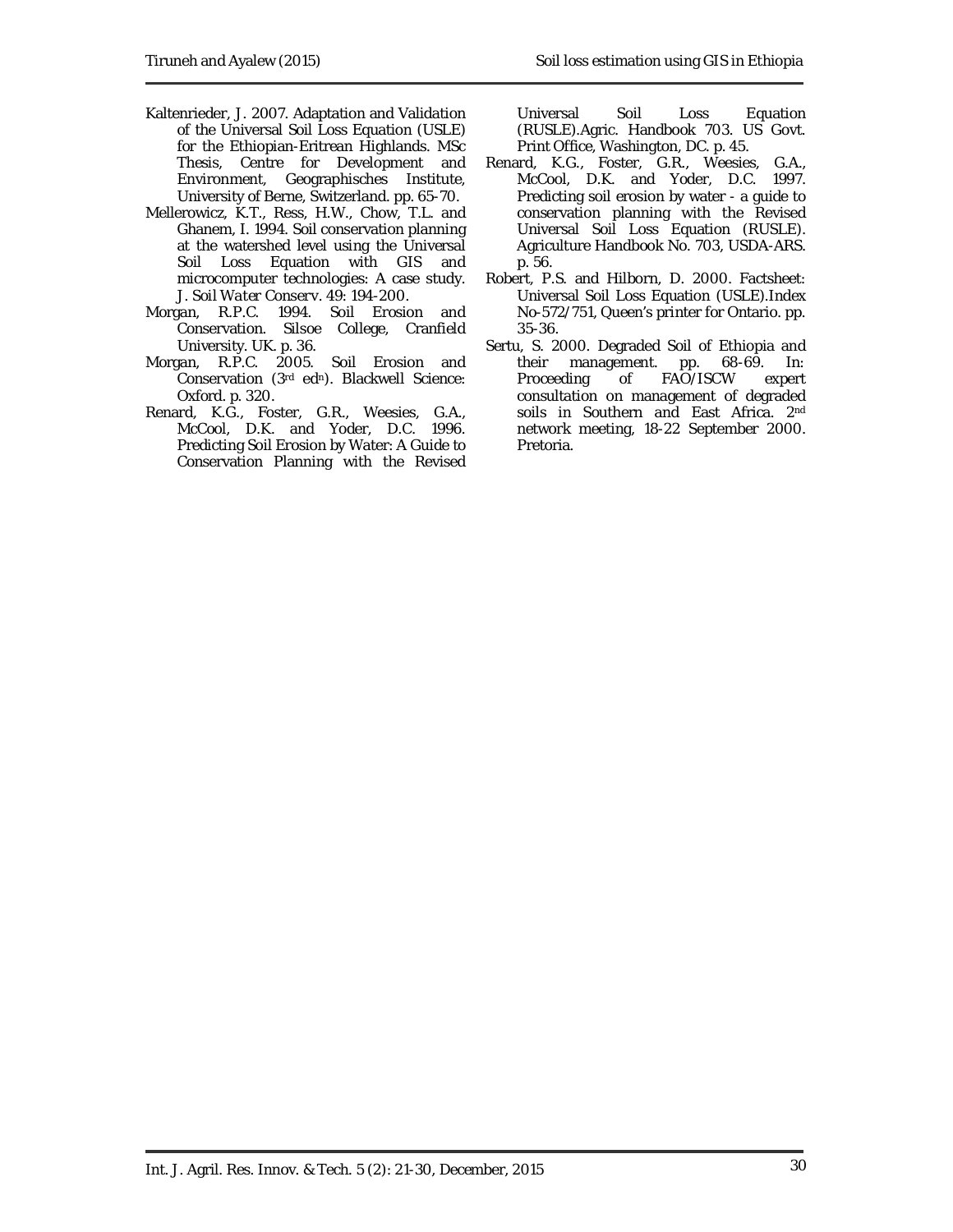Kaltenrieder, J. 2007. Adaptation and Validation of the Universal Soil Loss Equation (USLE) for the Ethiopian-Eritrean Highlands. MSc Thesis, Centre for Development and Environment, Geographisches Institute, University of Berne, Switzerland. pp. 65-70.

Mellerowicz, K.T., Ress, H.W., Chow, T.L. and Ghanem, I. 1994. Soil conservation planning at the watershed level using the Universal Soil Loss Equation with GIS and microcomputer technologies: A case study. *J. Soil Water Conserv*. 49: 194-200.

Morgan, R.P.C. 1994. Soil Erosion and Conservation. Silsoe College, Cranfield University. UK. p. 36.

Morgan, R.P.C. 2005. Soil Erosion and Conservation (3rd edn). Blackwell Science: Oxford. p. 320.

Renard, K.G., Foster, G.R., Weesies, G.A., McCool, D.K. and Yoder, D.C. 1996. Predicting Soil Erosion by Water: A Guide to Conservation Planning with the Revised Universal Soil Loss Equation (RUSLE).Agric. Handbook 703. US Govt. Print Office, Washington, DC. p. 45.

Renard, K.G., Foster, G.R., Weesies, G.A., McCool, D.K. and Yoder, D.C. 1997. Predicting soil erosion by water - a guide to conservation planning with the Revised Universal Soil Loss Equation (RUSLE). Agriculture Handbook No. 703, USDA-ARS. p. 56.

Robert, P.S. and Hilborn, D. 2000. Factsheet: Universal Soil Loss Equation (USLE).Index No-572/751, Queen's printer for Ontario. pp. 35-36.

Sertu, S. 2000. Degraded Soil of Ethiopia and their management. pp. 68-69. In: Proceeding of FAO/ISCW expert consultation on management of degraded soils in Southern and East Africa. 2nd network meeting, 18-22 September 2000. Pretoria.